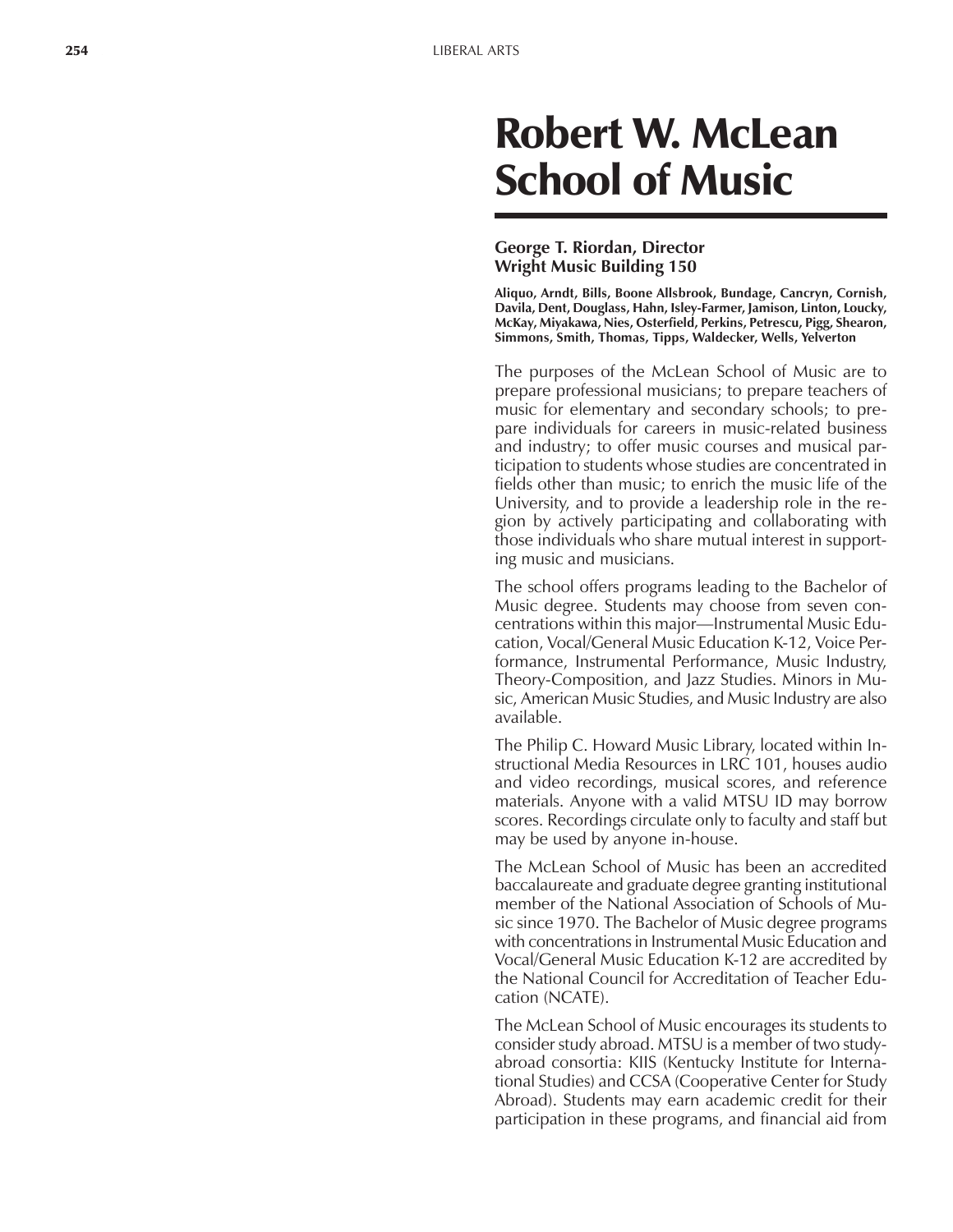# Robert W. McLean School of Music

**George T. Riordan, Director**
**Wright Music Building 150**

**Aliquo, Arndt, Bills, Boone Allsbrook, Bundage, Cancryn, Cornish, Davila, Dent, Douglass, Hahn, Isley-Farmer, Jamison, Linton, Loucky, McKay, Miyakawa, Nies, Osterfield, Perkins, Petrescu, Pigg, Shearon, Simmons, Smith, Thomas, Tipps, Waldecker, Wells, Yelverton**

The purposes of the McLean School of Music are to prepare professional musicians; to prepare teachers of music for elementary and secondary schools; to prepare individuals for careers in music-related business and industry; to offer music courses and musical participation to students whose studies are concentrated in fields other than music; to enrich the music life of the University, and to provide a leadership role in the region by actively participating and collaborating with those individuals who share mutual interest in supporting music and musicians.

The school offers programs leading to the Bachelor of Music degree. Students may choose from seven concentrations within this major—Instrumental Music Education, Vocal/General Music Education K-12, Voice Performance, Instrumental Performance, Music Industry, Theory-Composition, and Jazz Studies. Minors in Music, American Music Studies, and Music Industry are also available.

The Philip C. Howard Music Library, located within Instructional Media Resources in LRC 101, houses audio and video recordings, musical scores, and reference materials. Anyone with a valid MTSU ID may borrow scores. Recordings circulate only to faculty and staff but may be used by anyone in-house.

The McLean School of Music has been an accredited baccalaureate and graduate degree granting institutional member of the National Association of Schools of Music since 1970. The Bachelor of Music degree programs with concentrations in Instrumental Music Education and Vocal/General Music Education K-12 are accredited by the National Council for Accreditation of Teacher Education (NCATE).

The McLean School of Music encourages its students to consider study abroad. MTSU is a member of two study-abroad consortia: KIIS (Kentucky Institute for International Studies) and CCSA (Cooperative Center for Study Abroad). Students may earn academic credit for their participation in these programs, and financial aid from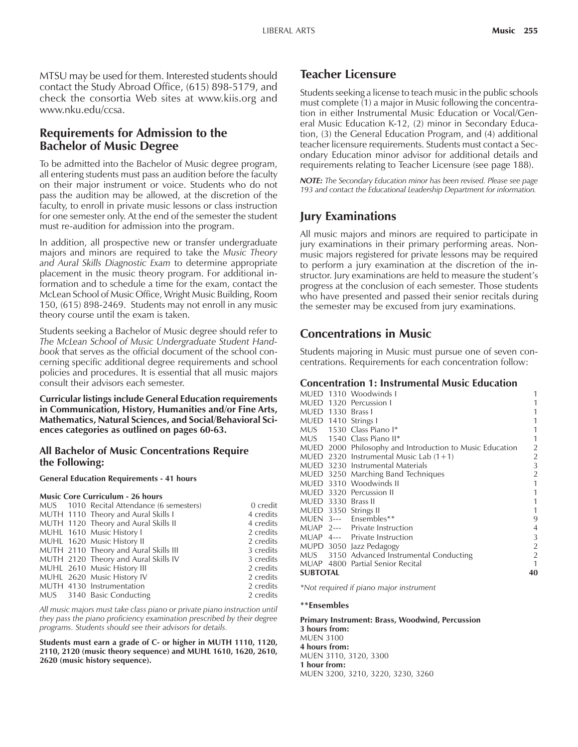MTSU may be used for them. Interested students should contact the Study Abroad Office, (615) 898-5179, and check the consortia Web sites at www.kiis.org and www.nku.edu/ccsa.

## Requirements for Admission to the Bachelor of Music Degree

To be admitted into the Bachelor of Music degree program, all entering students must pass an audition before the faculty on their major instrument or voice. Students who do not pass the audition may be allowed, at the discretion of the faculty, to enroll in private music lessons or class instruction for one semester only. At the end of the semester the student must re-audition for admission into the program.

In addition, all prospective new or transfer undergraduate majors and minors are required to take the *Music Theory and Aural Skills Diagnostic Exam* to determine appropriate placement in the music theory program. For additional information and to schedule a time for the exam, contact the McLean School of Music Office, Wright Music Building, Room 150, (615) 898-2469. Students may not enroll in any music theory course until the exam is taken.

Students seeking a Bachelor of Music degree should refer to *The McLean School of Music Undergraduate Student Handbook* that serves as the official document of the school concerning specific additional degree requirements and school policies and procedures. It is essential that all music majors consult their advisors each semester.

**Curricular listings include General Education requirements in Communication, History, Humanities and/or Fine Arts, Mathematics, Natural Sciences, and Social/Behavioral Sciences categories as outlined on pages 60-63.**

### All Bachelor of Music Concentrations Require the Following:

**General Education Requirements - 41 hours**

**Music Core Curriculum - 26 hours**

| Course | | Title | Credits |
|---|---|---|---|
| MUS | 1010 | Recital Attendance (6 semesters) | 0 credit |
| MUTH | 1110 | Theory and Aural Skills I | 4 credits |
| MUTH | 1120 | Theory and Aural Skills II | 4 credits |
| MUHL | 1610 | Music History I | 2 credits |
| MUHL | 1620 | Music History II | 2 credits |
| MUTH | 2110 | Theory and Aural Skills III | 3 credits |
| MUTH | 2120 | Theory and Aural Skills IV | 3 credits |
| MUHL | 2610 | Music History III | 2 credits |
| MUHL | 2620 | Music History IV | 2 credits |
| MUTH | 4130 | Instrumentation | 2 credits |
| MUS | 3140 | Basic Conducting | 2 credits |

*All music majors must take class piano or private piano instruction until they pass the piano proficiency examination prescribed by their degree programs. Students should see their advisors for details.*

**Students must earn a grade of C- or higher in MUTH 1110, 1120, 2110, 2120 (music theory sequence) and MUHL 1610, 1620, 2610, 2620 (music history sequence).**

## Teacher Licensure

Students seeking a license to teach music in the public schools must complete (1) a major in Music following the concentration in either Instrumental Music Education or Vocal/General Music Education K-12, (2) minor in Secondary Education, (3) the General Education Program, and (4) additional teacher licensure requirements. Students must contact a Secondary Education minor advisor for additional details and requirements relating to Teacher Licensure (see page 188).

***NOTE:** The Secondary Education minor has been revised. Please see page 193 and contact the Educational Leadership Department for information.*

## Jury Examinations

All music majors and minors are required to participate in jury examinations in their primary performing areas. Nonmusic majors registered for private lessons may be required to perform a jury examination at the discretion of the instructor. Jury examinations are held to measure the student's progress at the conclusion of each semester. Those students who have presented and passed their senior recitals during the semester may be excused from jury examinations.

## Concentrations in Music

Students majoring in Music must pursue one of seven concentrations. Requirements for each concentration follow:

### Concentration 1: Instrumental Music Education

| Course | | Title | Hours |
|---|---|---|---|
| MUED | 1310 | Woodwinds I | 1 |
| MUED | 1320 | Percussion I | 1 |
| MUED | 1330 | Brass I | 1 |
| MUED | 1410 | Strings I | 1 |
| MUS | 1530 | Class Piano I* | 1 |
| MUS | 1540 | Class Piano II* | 1 |
| MUED | 2000 | Philosophy and Introduction to Music Education | 2 |
| MUED | 2320 | Instrumental Music Lab (1+1) | 2 |
| MUED | 3230 | Instrumental Materials | 3 |
| MUED | 3250 | Marching Band Techniques | 2 |
| MUED | 3310 | Woodwinds II | 1 |
| MUED | 3320 | Percussion II | 1 |
| MUED | 3330 | Brass II | 1 |
| MUED | 3350 | Strings II | 1 |
| MUEN | 3--- | Ensembles** | 9 |
| MUAP | 2--- | Private Instruction | 4 |
| MUAP | 4--- | Private Instruction | 3 |
| MUPD | 3050 | Jazz Pedagogy | 2 |
| MUS | 3150 | Advanced Instrumental Conducting | 2 |
| MUAP | 4800 | Partial Senior Recital | 1 |
| **SUBTOTAL** | | | **40** |

*\*Not required if piano major instrument*

**\*\*Ensembles**

**Primary Instrument: Brass, Woodwind, Percussion**
**3 hours from:**
MUEN 3100
**4 hours from:**
MUEN 3110, 3120, 3300
**1 hour from:**
MUEN 3200, 3210, 3220, 3230, 3260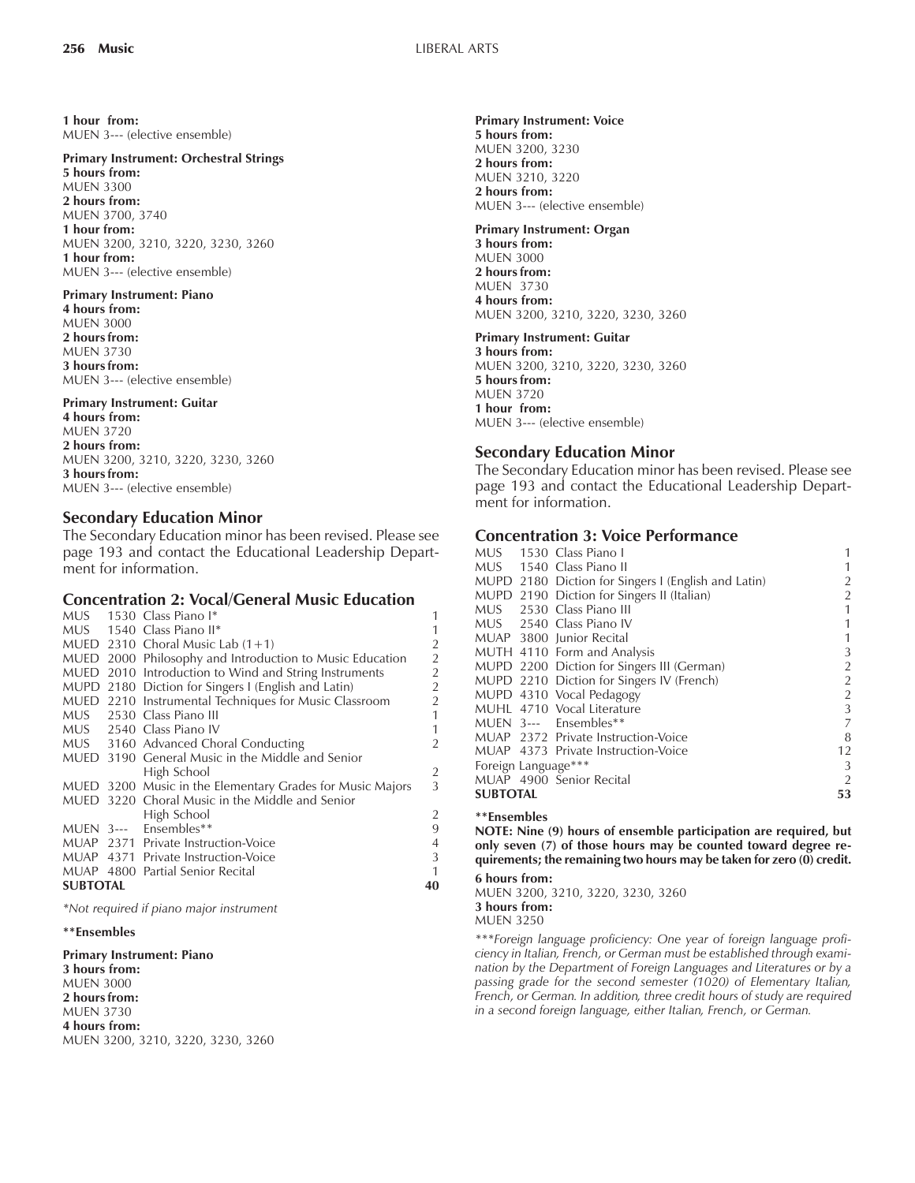**1 hour from:**
MUEN 3--- (elective ensemble)

**Primary Instrument: Orchestral Strings**
**5 hours from:**
MUEN 3300
**2 hours from:**
MUEN 3700, 3740
**1 hour from:**
MUEN 3200, 3210, 3220, 3230, 3260
**1 hour from:**
MUEN 3--- (elective ensemble)

**Primary Instrument: Piano**
**4 hours from:**
MUEN 3000
**2 hours from:**
MUEN 3730
**3 hours from:**
MUEN 3--- (elective ensemble)

**Primary Instrument: Guitar**
**4 hours from:**
MUEN 3720
**2 hours from:**
MUEN 3200, 3210, 3220, 3230, 3260
**3 hours from:**
MUEN 3--- (elective ensemble)

### Secondary Education Minor

The Secondary Education minor has been revised. Please see page 193 and contact the Educational Leadership Department for information.

### Concentration 2: Vocal/General Music Education

| | | | |
|---|---|---|---|
| MUS | 1530 | Class Piano I* | 1 |
| MUS | 1540 | Class Piano II* | 1 |
| MUED | 2310 | Choral Music Lab (1+1) | 2 |
| MUED | 2000 | Philosophy and Introduction to Music Education | 2 |
| MUED | 2010 | Introduction to Wind and String Instruments | 2 |
| MUPD | 2180 | Diction for Singers I (English and Latin) | 2 |
| MUED | 2210 | Instrumental Techniques for Music Classroom | 2 |
| MUS | 2530 | Class Piano III | 1 |
| MUS | 2540 | Class Piano IV | 1 |
| MUS | 3160 | Advanced Choral Conducting | 2 |
| MUED | 3190 | General Music in the Middle and Senior High School | 2 |
| MUED | 3200 | Music in the Elementary Grades for Music Majors | 3 |
| MUED | 3220 | Choral Music in the Middle and Senior High School | 2 |
| MUEN | 3--- | Ensembles** | 9 |
| MUAP | 2371 | Private Instruction-Voice | 4 |
| MUAP | 4371 | Private Instruction-Voice | 3 |
| MUAP | 4800 | Partial Senior Recital | 1 |
| **SUBTOTAL** | | | **40** |

*\*Not required if piano major instrument*

**\*\*Ensembles**

**Primary Instrument: Piano**
**3 hours from:**
MUEN 3000
**2 hours from:**
MUEN 3730
**4 hours from:**
MUEN 3200, 3210, 3220, 3230, 3260

**Primary Instrument: Voice**
**5 hours from:**
MUEN 3200, 3230
**2 hours from:**
MUEN 3210, 3220
**2 hours from:**
MUEN 3--- (elective ensemble)

**Primary Instrument: Organ**
**3 hours from:**
MUEN 3000
**2 hours from:**
MUEN 3730
**4 hours from:**
MUEN 3200, 3210, 3220, 3230, 3260

**Primary Instrument: Guitar**
**3 hours from:**
MUEN 3200, 3210, 3220, 3230, 3260
**5 hours from:**
MUEN 3720
**1 hour from:**
MUEN 3--- (elective ensemble)

### Secondary Education Minor

The Secondary Education minor has been revised. Please see page 193 and contact the Educational Leadership Department for information.

### Concentration 3: Voice Performance

| | | | |
|---|---|---|---|
| MUS | 1530 | Class Piano I | 1 |
| MUS | 1540 | Class Piano II | 1 |
| MUPD | 2180 | Diction for Singers I (English and Latin) | 2 |
| MUPD | 2190 | Diction for Singers II (Italian) | 2 |
| MUS | 2530 | Class Piano III | 1 |
| MUS | 2540 | Class Piano IV | 1 |
| MUAP | 3800 | Junior Recital | 1 |
| MUTH | 4110 | Form and Analysis | 3 |
| MUPD | 2200 | Diction for Singers III (German) | 2 |
| MUPD | 2210 | Diction for Singers IV (French) | 2 |
| MUPD | 4310 | Vocal Pedagogy | 2 |
| MUHL | 4710 | Vocal Literature | 3 |
| MUEN | 3--- | Ensembles** | 7 |
| MUAP | 2372 | Private Instruction-Voice | 8 |
| MUAP | 4373 | Private Instruction-Voice | 12 |
| Foreign Language*** | | | 3 |
| MUAP | 4900 | Senior Recital | 2 |
| **SUBTOTAL** | | | **53** |

**\*\*Ensembles**

**NOTE: Nine (9) hours of ensemble participation are required, but only seven (7) of those hours may be counted toward degree requirements; the remaining two hours may be taken for zero (0) credit.**

**6 hours from:**
MUEN 3200, 3210, 3220, 3230, 3260
**3 hours from:**
MUEN 3250

*\*\*\*Foreign language proficiency: One year of foreign language proficiency in Italian, French, or German must be established through examination by the Department of Foreign Languages and Literatures or by a passing grade for the second semester (1020) of Elementary Italian, French, or German. In addition, three credit hours of study are required in a second foreign language, either Italian, French, or German.*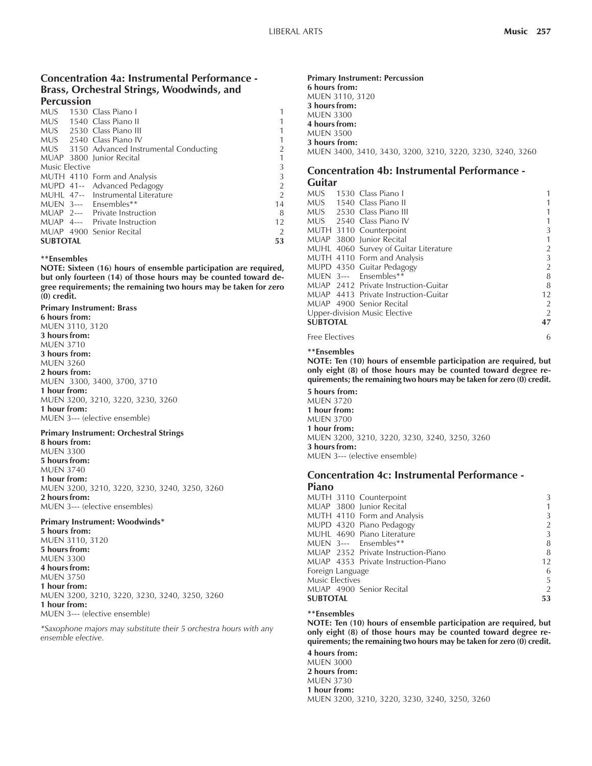## Concentration 4a: Instrumental Performance - Brass, Orchestral Strings, Woodwinds, and Percussion

| | | | |
|---|---|---|---|
| MUS | 1530 | Class Piano I | 1 |
| MUS | 1540 | Class Piano II | 1 |
| MUS | 2530 | Class Piano III | 1 |
| MUS | 2540 | Class Piano IV | 1 |
| MUS | 3150 | Advanced Instrumental Conducting | 2 |
| MUAP | 3800 | Junior Recital | 1 |
| Music Elective | | | 3 |
| MUTH | 4110 | Form and Analysis | 3 |
| MUPD | 41-- | Advanced Pedagogy | 2 |
| MUHL | 47-- | Instrumental Literature | 2 |
| MUEN | 3--- | Ensembles** | 14 |
| MUAP | 2--- | Private Instruction | 8 |
| MUAP | 4--- | Private Instruction | 12 |
| MUAP | 4900 | Senior Recital | 2 |
| **SUBTOTAL** | | | **53** |

****Ensembles**

**NOTE: Sixteen (16) hours of ensemble participation are required, but only fourteen (14) of those hours may be counted toward degree requirements; the remaining two hours may be taken for zero (0) credit.**

**Primary Instrument: Brass**
**6 hours from:**
MUEN 3110, 3120
**3 hours from:**
MUEN 3710
**3 hours from:**
MUEN 3260
**2 hours from:**
MUEN 3300, 3400, 3700, 3710
**1 hour from:**
MUEN 3200, 3210, 3220, 3230, 3260
**1 hour from:**
MUEN 3--- (elective ensemble)

**Primary Instrument: Orchestral Strings**
**8 hours from:**
MUEN 3300
**5 hours from:**
MUEN 3740
**1 hour from:**
MUEN 3200, 3210, 3220, 3230, 3240, 3250, 3260
**2 hours from:**
MUEN 3--- (elective ensembles)

**Primary Instrument: Woodwinds***
**5 hours from:**
MUEN 3110, 3120
**5 hours from:**
MUEN 3300
**4 hours from:**
MUEN 3750
**1 hour from:**
MUEN 3200, 3210, 3220, 3230, 3240, 3250, 3260
**1 hour from:**
MUEN 3--- (elective ensemble)

*\*Saxophone majors may substitute their 5 orchestra hours with any ensemble elective.*

**Primary Instrument: Percussion**
**6 hours from:**
MUEN 3110, 3120
**3 hours from:**
MUEN 3300
**4 hours from:**
MUEN 3500
**3 hours from:**
MUEN 3400, 3410, 3430, 3200, 3210, 3220, 3230, 3240, 3260

## Concentration 4b: Instrumental Performance - Guitar

| | | | |
|---|---|---|---|
| MUS | 1530 | Class Piano I | 1 |
| MUS | 1540 | Class Piano II | 1 |
| MUS | 2530 | Class Piano III | 1 |
| MUS | 2540 | Class Piano IV | 1 |
| MUTH | 3110 | Counterpoint | 3 |
| MUAP | 3800 | Junior Recital | 1 |
| MUHL | 4060 | Survey of Guitar Literature | 2 |
| MUTH | 4110 | Form and Analysis | 3 |
| MUPD | 4350 | Guitar Pedagogy | 2 |
| MUEN | 3--- | Ensembles** | 8 |
| MUAP | 2412 | Private Instruction-Guitar | 8 |
| MUAP | 4413 | Private Instruction-Guitar | 12 |
| MUAP | 4900 | Senior Recital | 2 |
| Upper-division Music Elective | | | 2 |
| **SUBTOTAL** | | | **47** |
| Free Electives | | | 6 |

****Ensembles**

**NOTE: Ten (10) hours of ensemble participation are required, but only eight (8) of those hours may be counted toward degree requirements; the remaining two hours may be taken for zero (0) credit.**

**5 hours from:**
MUEN 3720
**1 hour from:**
MUEN 3700
**1 hour from:**
MUEN 3200, 3210, 3220, 3230, 3240, 3250, 3260
**3 hours from:**
MUEN 3--- (elective ensemble)

## Concentration 4c: Instrumental Performance - Piano

| | | | |
|---|---|---|---|
| MUTH | 3110 | Counterpoint | 3 |
| MUAP | 3800 | Junior Recital | 1 |
| MUTH | 4110 | Form and Analysis | 3 |
| MUPD | 4320 | Piano Pedagogy | 2 |
| MUHL | 4690 | Piano Literature | 3 |
| MUEN | 3--- | Ensembles** | 8 |
| MUAP | 2352 | Private Instruction-Piano | 8 |
| MUAP | 4353 | Private Instruction-Piano | 12 |
| Foreign Language | | | 6 |
| Music Electives | | | 5 |
| MUAP | 4900 | Senior Recital | 2 |
| **SUBTOTAL** | | | **53** |

****Ensembles**

**NOTE: Ten (10) hours of ensemble participation are required, but only eight (8) of those hours may be counted toward degree requirements; the remaining two hours may be taken for zero (0) credit.**

**4 hours from:**
MUEN 3000
**2 hours from:**
MUEN 3730
**1 hour from:**
MUEN 3200, 3210, 3220, 3230, 3240, 3250, 3260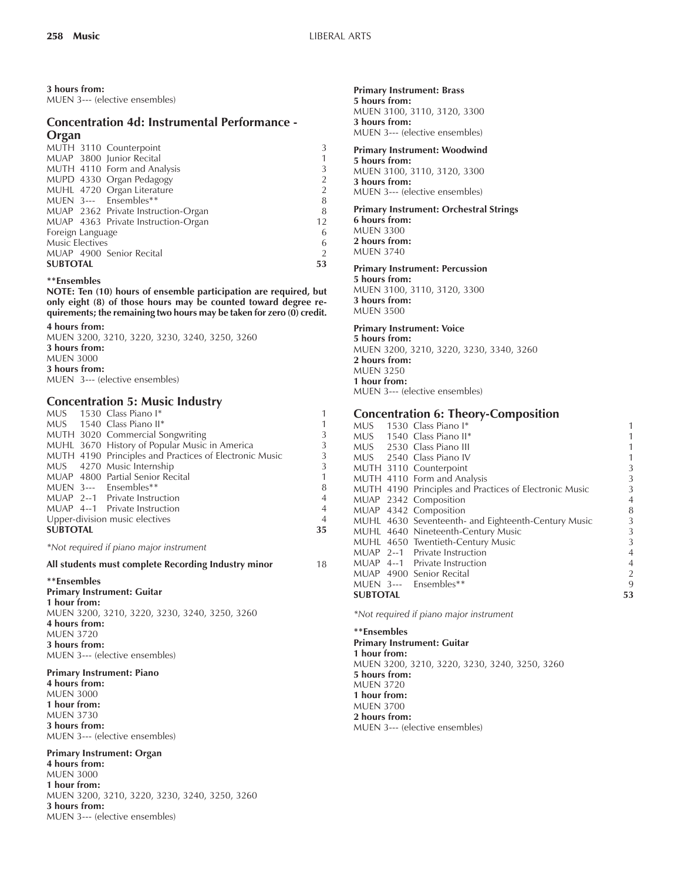**3 hours from:**
MUEN 3--- (elective ensembles)

## Concentration 4d: Instrumental Performance - Organ

| | | | |
|---|---|---|---|
| MUTH | 3110 | Counterpoint | 3 |
| MUAP | 3800 | Junior Recital | 1 |
| MUTH | 4110 | Form and Analysis | 3 |
| MUPD | 4330 | Organ Pedagogy | 2 |
| MUHL | 4720 | Organ Literature | 2 |
| MUEN | 3--- | Ensembles** | 8 |
| MUAP | 2362 | Private Instruction-Organ | 8 |
| MUAP | 4363 | Private Instruction-Organ | 12 |
| Foreign Language | | | 6 |
| Music Electives | | | 6 |
| MUAP | 4900 | Senior Recital | 2 |
| **SUBTOTAL** | | | **53** |

****Ensembles**

**NOTE: Ten (10) hours of ensemble participation are required, but only eight (8) of those hours may be counted toward degree requirements; the remaining two hours may be taken for zero (0) credit.**

**4 hours from:**
MUEN 3200, 3210, 3220, 3230, 3240, 3250, 3260
**3 hours from:**
MUEN 3000
**3 hours from:**
MUEN 3--- (elective ensembles)

## Concentration 5: Music Industry

| | | | |
|---|---|---|---|
| MUS | 1530 | Class Piano I* | 1 |
| MUS | 1540 | Class Piano II* | 1 |
| MUTH | 3020 | Commercial Songwriting | 3 |
| MUHL | 3670 | History of Popular Music in America | 3 |
| MUTH | 4190 | Principles and Practices of Electronic Music | 3 |
| MUS | 4270 | Music Internship | 3 |
| MUAP | 4800 | Partial Senior Recital | 1 |
| MUEN | 3--- | Ensembles** | 8 |
| MUAP | 2--1 | Private Instruction | 4 |
| MUAP | 4--1 | Private Instruction | 4 |
| Upper-division music electives | | | 4 |
| **SUBTOTAL** | | | **35** |

*\*Not required if piano major instrument*

**All students must complete Recording Industry minor** 18

****Ensembles**

**Primary Instrument: Guitar**
**1 hour from:**
MUEN 3200, 3210, 3220, 3230, 3240, 3250, 3260
**4 hours from:**
MUEN 3720
**3 hours from:**
MUEN 3--- (elective ensembles)

**Primary Instrument: Piano**
**4 hours from:**
MUEN 3000
**1 hour from:**
MUEN 3730
**3 hours from:**
MUEN 3--- (elective ensembles)

**Primary Instrument: Organ**
**4 hours from:**
MUEN 3000
**1 hour from:**
MUEN 3200, 3210, 3220, 3230, 3240, 3250, 3260
**3 hours from:**
MUEN 3--- (elective ensembles)

**Primary Instrument: Brass**
**5 hours from:**
MUEN 3100, 3110, 3120, 3300
**3 hours from:**
MUEN 3--- (elective ensembles)

**Primary Instrument: Woodwind**
**5 hours from:**
MUEN 3100, 3110, 3120, 3300
**3 hours from:**
MUEN 3--- (elective ensembles)

**Primary Instrument: Orchestral Strings**
**6 hours from:**
MUEN 3300
**2 hours from:**
MUEN 3740

**Primary Instrument: Percussion**
**5 hours from:**
MUEN 3100, 3110, 3120, 3300
**3 hours from:**
MUEN 3500

**Primary Instrument: Voice**
**5 hours from:**
MUEN 3200, 3210, 3220, 3230, 3340, 3260
**2 hours from:**
MUEN 3250
**1 hour from:**
MUEN 3--- (elective ensembles)

## Concentration 6: Theory-Composition

| | | | |
|---|---|---|---|
| MUS | 1530 | Class Piano I* | 1 |
| MUS | 1540 | Class Piano II* | 1 |
| MUS | 2530 | Class Piano III | 1 |
| MUS | 2540 | Class Piano IV | 1 |
| MUTH | 3110 | Counterpoint | 3 |
| MUTH | 4110 | Form and Analysis | 3 |
| MUTH | 4190 | Principles and Practices of Electronic Music | 3 |
| MUAP | 2342 | Composition | 4 |
| MUAP | 4342 | Composition | 8 |
| MUHL | 4630 | Seventeenth- and Eighteenth-Century Music | 3 |
| MUHL | 4640 | Nineteenth-Century Music | 3 |
| MUHL | 4650 | Twentieth-Century Music | 3 |
| MUAP | 2--1 | Private Instruction | 4 |
| MUAP | 4--1 | Private Instruction | 4 |
| MUAP | 4900 | Senior Recital | 2 |
| MUEN | 3--- | Ensembles** | 9 |
| **SUBTOTAL** | | | **53** |

*\*Not required if piano major instrument*

****Ensembles**

**Primary Instrument: Guitar**
**1 hour from:**
MUEN 3200, 3210, 3220, 3230, 3240, 3250, 3260
**5 hours from:**
MUEN 3720
**1 hour from:**
MUEN 3700
**2 hours from:**
MUEN 3--- (elective ensembles)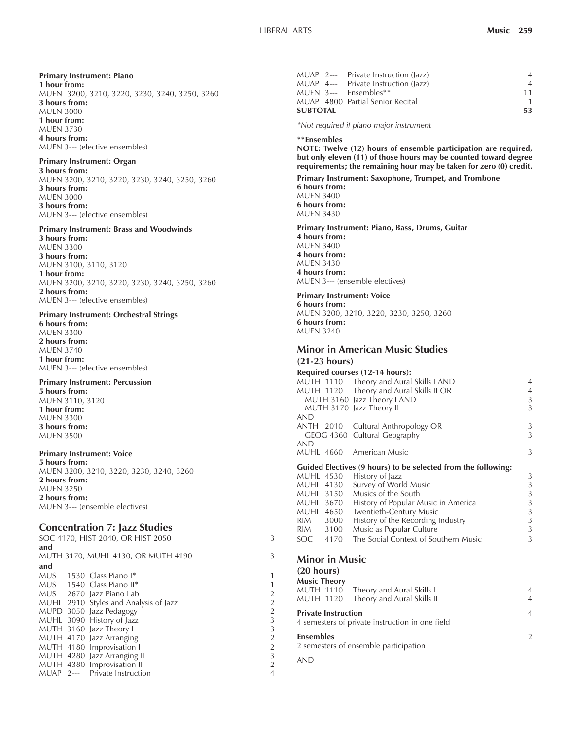**Primary Instrument: Piano**
**1 hour from:**
MUEN 3200, 3210, 3220, 3230, 3240, 3250, 3260
**3 hours from:**
MUEN 3000
**1 hour from:**
MUEN 3730
**4 hours from:**
MUEN 3--- (elective ensembles)

**Primary Instrument: Organ**
**3 hours from:**
MUEN 3200, 3210, 3220, 3230, 3240, 3250, 3260
**3 hours from:**
MUEN 3000
**3 hours from:**
MUEN 3--- (elective ensembles)

**Primary Instrument: Brass and Woodwinds**
**3 hours from:**
MUEN 3300
**3 hours from:**
MUEN 3100, 3110, 3120
**1 hour from:**
MUEN 3200, 3210, 3220, 3230, 3240, 3250, 3260
**2 hours from:**
MUEN 3--- (elective ensembles)

**Primary Instrument: Orchestral Strings**
**6 hours from:**
MUEN 3300
**2 hours from:**
MUEN 3740
**1 hour from:**
MUEN 3--- (elective ensembles)

**Primary Instrument: Percussion**
**5 hours from:**
MUEN 3110, 3120
**1 hour from:**
MUEN 3300
**3 hours from:**
MUEN 3500

**Primary Instrument: Voice**
**5 hours from:**
MUEN 3200, 3210, 3220, 3230, 3240, 3260
**2 hours from:**
MUEN 3250
**2 hours from:**
MUEN 3--- (ensemble electives)

## Concentration 7: Jazz Studies

| | | |
|---|---|---|
| SOC 4170, HIST 2040, OR HIST 2050 | | 3 |
| **and** | | |
| MUTH 3170, MUHL 4130, OR MUTH 4190 | | 3 |
| **and** | | |
| MUS 1530 | Class Piano I* | 1 |
| MUS 1540 | Class Piano II* | 1 |
| MUS 2670 | Jazz Piano Lab | 2 |
| MUHL 2910 | Styles and Analysis of Jazz | 2 |
| MUPD 3050 | Jazz Pedagogy | 2 |
| MUHL 3090 | History of Jazz | 3 |
| MUTH 3160 | Jazz Theory I | 3 |
| MUTH 4170 | Jazz Arranging | 2 |
| MUTH 4180 | Improvisation I | 2 |
| MUTH 4280 | Jazz Arranging II | 3 |
| MUTH 4380 | Improvisation II | 2 |
| MUAP 2--- | Private Instruction | 4 |
| MUAP 2--- | Private Instruction (Jazz) | 4 |
| MUAP 4--- | Private Instruction (Jazz) | 4 |
| MUEN 3--- | Ensembles** | 11 |
| MUAP 4800 | Partial Senior Recital | 1 |
| **SUBTOTAL** | | **53** |

*Not required if piano major instrument*

****Ensembles**
**NOTE: Twelve (12) hours of ensemble participation are required, but only eleven (11) of those hours may be counted toward degree requirements; the remaining hour may be taken for zero (0) credit.**

**Primary Instrument: Saxophone, Trumpet, and Trombone**
**6 hours from:**
MUEN 3400
**6 hours from:**
MUEN 3430

**Primary Instrument: Piano, Bass, Drums, Guitar**
**4 hours from:**
MUEN 3400
**4 hours from:**
MUEN 3430
**4 hours from:**
MUEN 3--- (ensemble electives)

**Primary Instrument: Voice**
**6 hours from:**
MUEN 3200, 3210, 3220, 3230, 3250, 3260
**6 hours from:**
MUEN 3240

## Minor in American Music Studies
### (21-23 hours)

**Required courses (12-14 hours):**

| | | |
|---|---|---|
| MUTH 1110 | Theory and Aural Skills I AND | 4 |
| MUTH 1120 | Theory and Aural Skills II OR | 4 |
| MUTH 3160 | Jazz Theory I AND | 3 |
| MUTH 3170 | Jazz Theory II | 3 |
| AND | | |
| ANTH 2010 | Cultural Anthropology OR | 3 |
| GEOG 4360 | Cultural Geography | 3 |
| AND | | |
| MUHL 4660 | American Music | 3 |

**Guided Electives (9 hours) to be selected from the following:**

| | | |
|---|---|---|
| MUHL 4530 | History of Jazz | 3 |
| MUHL 4130 | Survey of World Music | 3 |
| MUHL 3150 | Musics of the South | 3 |
| MUHL 3670 | History of Popular Music in America | 3 |
| MUHL 4650 | Twentieth-Century Music | 3 |
| RIM 3000 | History of the Recording Industry | 3 |
| RIM 3100 | Music as Popular Culture | 3 |
| SOC 4170 | The Social Context of Southern Music | 3 |

## Minor in Music
### (20 hours)

**Music Theory**

| | | |
|---|---|---|
| MUTH 1110 | Theory and Aural Skills I | 4 |
| MUTH 1120 | Theory and Aural Skills II | 4 |

**Private Instruction** 4
4 semesters of private instruction in one field

**Ensembles** 2
2 semesters of ensemble participation

AND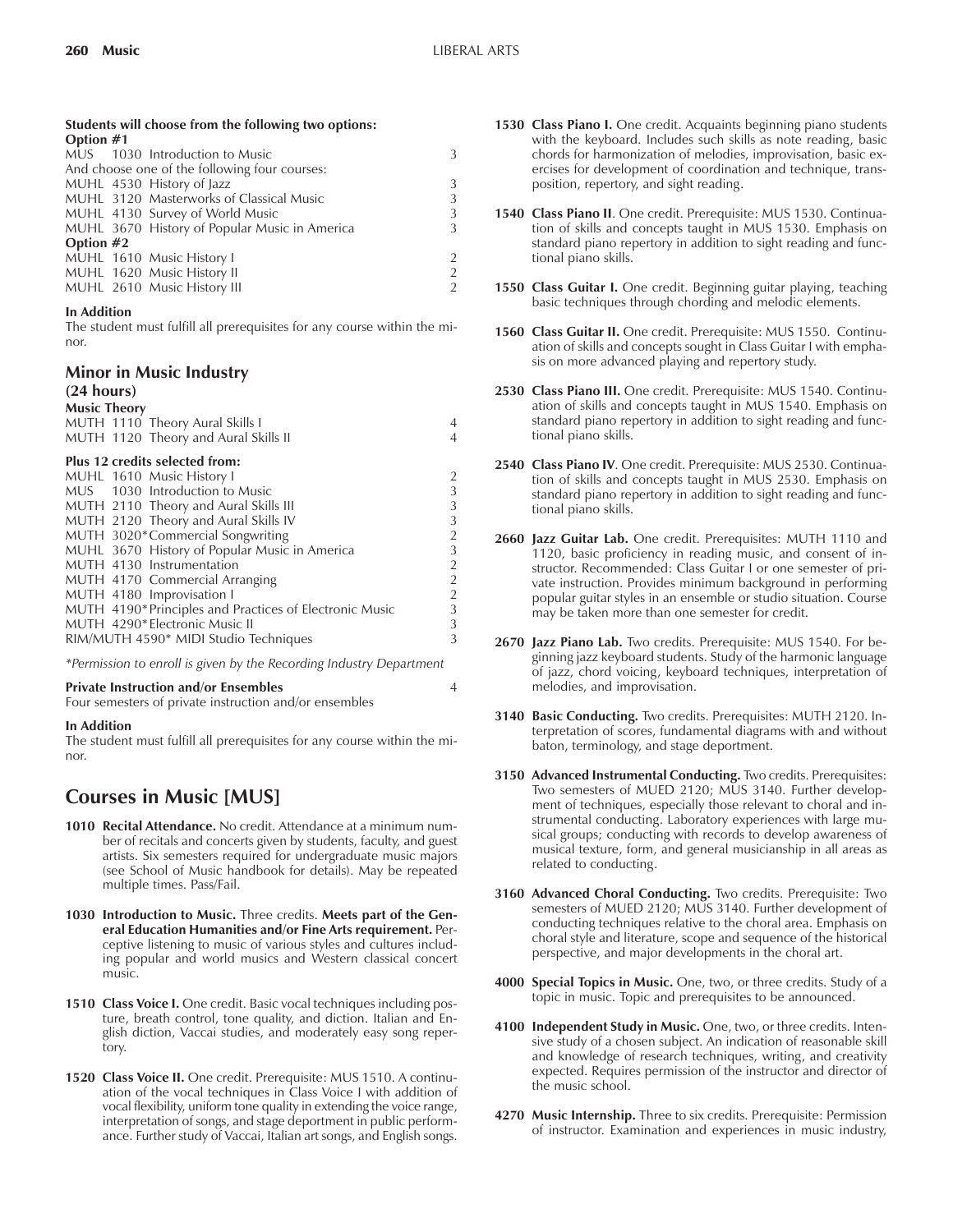**Students will choose from the following two options:**

**Option #1**

| | | |
|---|---|---|
| MUS 1030 | Introduction to Music | 3 |
| And choose one of the following four courses: | | |
| MUHL 4530 | History of Jazz | 3 |
| MUHL 3120 | Masterworks of Classical Music | 3 |
| MUHL 4130 | Survey of World Music | 3 |
| MUHL 3670 | History of Popular Music in America | 3 |

**Option #2**

| | | |
|---|---|---|
| MUHL 1610 | Music History I | 2 |
| MUHL 1620 | Music History II | 2 |
| MUHL 2610 | Music History III | 2 |

**In Addition**

The student must fulfill all prerequisites for any course within the minor.

## Minor in Music Industry

**(24 hours)**

**Music Theory**

| | | |
|---|---|---|
| MUTH 1110 | Theory Aural Skills I | 4 |
| MUTH 1120 | Theory and Aural Skills II | 4 |

**Plus 12 credits selected from:**

| | | |
|---|---|---|
| MUHL 1610 | Music History I | 2 |
| MUS 1030 | Introduction to Music | 3 |
| MUTH 2110 | Theory and Aural Skills III | 3 |
| MUTH 2120 | Theory and Aural Skills IV | 3 |
| MUTH 3020* | Commercial Songwriting | 2 |
| MUHL 3670 | History of Popular Music in America | 3 |
| MUTH 4130 | Instrumentation | 2 |
| MUTH 4170 | Commercial Arranging | 2 |
| MUTH 4180 | Improvisation I | 2 |
| MUTH 4190* | Principles and Practices of Electronic Music | 3 |
| MUTH 4290* | Electronic Music II | 3 |
| RIM/MUTH 4590* | MIDI Studio Techniques | 3 |

*Permission to enroll is given by the Recording Industry Department*

**Private Instruction and/or Ensembles** 4

Four semesters of private instruction and/or ensembles

**In Addition**

The student must fulfill all prerequisites for any course within the minor.

# Courses in Music [MUS]

**1010 Recital Attendance.** No credit. Attendance at a minimum number of recitals and concerts given by students, faculty, and guest artists. Six semesters required for undergraduate music majors (see School of Music handbook for details). May be repeated multiple times. Pass/Fail.

**1030 Introduction to Music.** Three credits. **Meets part of the General Education Humanities and/or Fine Arts requirement.** Perceptive listening to music of various styles and cultures including popular and world musics and Western classical concert music.

**1510 Class Voice I.** One credit. Basic vocal techniques including posture, breath control, tone quality, and diction. Italian and English diction, Vaccai studies, and moderately easy song repertory.

**1520 Class Voice II.** One credit. Prerequisite: MUS 1510. A continuation of the vocal techniques in Class Voice I with addition of vocal flexibility, uniform tone quality in extending the voice range, interpretation of songs, and stage deportment in public performance. Further study of Vaccai, Italian art songs, and English songs.

**1530 Class Piano I.** One credit. Acquaints beginning piano students with the keyboard. Includes such skills as note reading, basic chords for harmonization of melodies, improvisation, basic exercises for development of coordination and technique, transposition, repertory, and sight reading.

**1540 Class Piano II**. One credit. Prerequisite: MUS 1530. Continuation of skills and concepts taught in MUS 1530. Emphasis on standard piano repertory in addition to sight reading and functional piano skills.

**1550 Class Guitar I.** One credit. Beginning guitar playing, teaching basic techniques through chording and melodic elements.

**1560 Class Guitar II.** One credit. Prerequisite: MUS 1550. Continuation of skills and concepts sought in Class Guitar I with emphasis on more advanced playing and repertory study.

**2530 Class Piano III.** One credit. Prerequisite: MUS 1540. Continuation of skills and concepts taught in MUS 1540. Emphasis on standard piano repertory in addition to sight reading and functional piano skills.

**2540 Class Piano IV**. One credit. Prerequisite: MUS 2530. Continuation of skills and concepts taught in MUS 2530. Emphasis on standard piano repertory in addition to sight reading and functional piano skills.

**2660 Jazz Guitar Lab.** One credit. Prerequisites: MUTH 1110 and 1120, basic proficiency in reading music, and consent of instructor. Recommended: Class Guitar I or one semester of private instruction. Provides minimum background in performing popular guitar styles in an ensemble or studio situation. Course may be taken more than one semester for credit.

**2670 Jazz Piano Lab.** Two credits. Prerequisite: MUS 1540. For beginning jazz keyboard students. Study of the harmonic language of jazz, chord voicing, keyboard techniques, interpretation of melodies, and improvisation.

**3140 Basic Conducting.** Two credits. Prerequisites: MUTH 2120. Interpretation of scores, fundamental diagrams with and without baton, terminology, and stage deportment.

**3150 Advanced Instrumental Conducting.** Two credits. Prerequisites: Two semesters of MUED 2120; MUS 3140. Further development of techniques, especially those relevant to choral and instrumental conducting. Laboratory experiences with large musical groups; conducting with records to develop awareness of musical texture, form, and general musicianship in all areas as related to conducting.

**3160 Advanced Choral Conducting.** Two credits. Prerequisite: Two semesters of MUED 2120; MUS 3140. Further development of conducting techniques relative to the choral area. Emphasis on choral style and literature, scope and sequence of the historical perspective, and major developments in the choral art.

**4000 Special Topics in Music.** One, two, or three credits. Study of a topic in music. Topic and prerequisites to be announced.

**4100 Independent Study in Music.** One, two, or three credits. Intensive study of a chosen subject. An indication of reasonable skill and knowledge of research techniques, writing, and creativity expected. Requires permission of the instructor and director of the music school.

**4270 Music Internship.** Three to six credits. Prerequisite: Permission of instructor. Examination and experiences in music industry,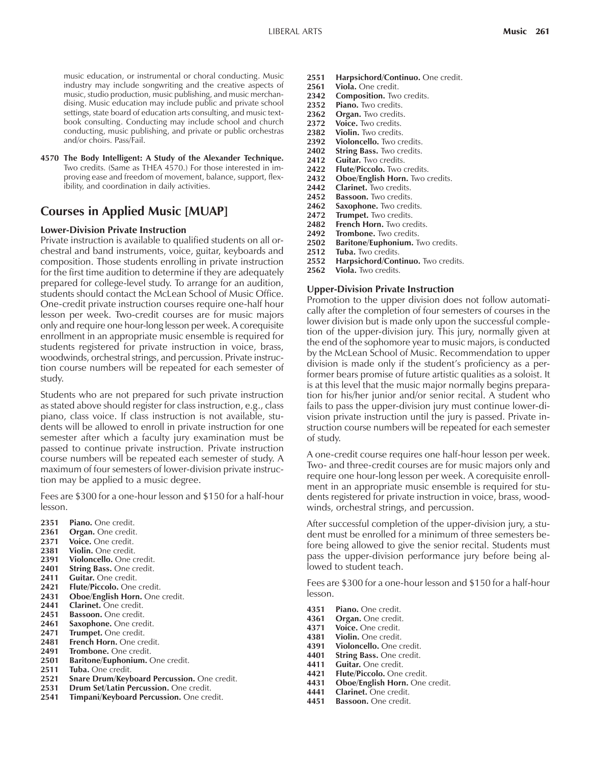music education, or instrumental or choral conducting. Music industry may include songwriting and the creative aspects of music, studio production, music publishing, and music merchandising. Music education may include public and private school settings, state board of education arts consulting, and music textbook consulting. Conducting may include school and church conducting, music publishing, and private or public orchestras and/or choirs. Pass/Fail.

**4570 The Body Intelligent: A Study of the Alexander Technique.** Two credits. (Same as THEA 4570.) For those interested in improving ease and freedom of movement, balance, support, flexibility, and coordination in daily activities.

## Courses in Applied Music [MUAP]

### Lower-Division Private Instruction

Private instruction is available to qualified students on all orchestral and band instruments, voice, guitar, keyboards and composition. Those students enrolling in private instruction for the first time audition to determine if they are adequately prepared for college-level study. To arrange for an audition, students should contact the McLean School of Music Office. One-credit private instruction courses require one-half hour lesson per week. Two-credit courses are for music majors only and require one hour-long lesson per week. A corequisite enrollment in an appropriate music ensemble is required for students registered for private instruction in voice, brass, woodwinds, orchestral strings, and percussion. Private instruction course numbers will be repeated for each semester of study.

Students who are not prepared for such private instruction as stated above should register for class instruction, e.g., class piano, class voice. If class instruction is not available, students will be allowed to enroll in private instruction for one semester after which a faculty jury examination must be passed to continue private instruction. Private instruction course numbers will be repeated each semester of study. A maximum of four semesters of lower-division private instruction may be applied to a music degree.

Fees are $300 for a one-hour lesson and $150 for a half-hour lesson.

**2351 Piano.** One credit.
**2361 Organ.** One credit.
**2371 Voice.** One credit.
**2381 Violin.** One credit.
**2391 Violoncello.** One credit.
**2401 String Bass.** One credit.
**2411 Guitar.** One credit.
**2421 Flute/Piccolo.** One credit.
**2431 Oboe/English Horn.** One credit.
**2441 Clarinet.** One credit.
**2451 Bassoon.** One credit.
**2461 Saxophone.** One credit.
**2471 Trumpet.** One credit.
**2481 French Horn.** One credit.
**2491 Trombone.** One credit.
**2501 Baritone/Euphonium.** One credit.
**2511 Tuba.** One credit.
**2521 Snare Drum/Keyboard Percussion.** One credit.
**2531 Drum Set/Latin Percussion.** One credit.
**2541 Timpani/Keyboard Percussion.** One credit.
**2551 Harpsichord/Continuo.** One credit.
**2561 Viola.** One credit.
**2342 Composition.** Two credits.
**2352 Piano.** Two credits.
**2362 Organ.** Two credits.
**2372 Voice.** Two credits.
**2382 Violin.** Two credits.
**2392 Violoncello.** Two credits.
**2402 String Bass.** Two credits.
**2412 Guitar.** Two credits.
**2422 Flute/Piccolo.** Two credits.
**2432 Oboe/English Horn.** Two credits.
**2442 Clarinet.** Two credits.
**2452 Bassoon.** Two credits.
**2462 Saxophone.** Two credits.
**2472 Trumpet.** Two credits.
**2482 French Horn.** Two credits.
**2492 Trombone.** Two credits.
**2502 Baritone/Euphonium.** Two credits.
**2512 Tuba.** Two credits.
**2552 Harpsichord/Continuo.** Two credits.
**2562 Viola.** Two credits.

### Upper-Division Private Instruction

Promotion to the upper division does not follow automatically after the completion of four semesters of courses in the lower division but is made only upon the successful completion of the upper-division jury. This jury, normally given at the end of the sophomore year to music majors, is conducted by the McLean School of Music. Recommendation to upper division is made only if the student's proficiency as a performer bears promise of future artistic qualities as a soloist. It is at this level that the music major normally begins preparation for his/her junior and/or senior recital. A student who fails to pass the upper-division jury must continue lower-division private instruction until the jury is passed. Private instruction course numbers will be repeated for each semester of study.

A one-credit course requires one half-hour lesson per week. Two- and three-credit courses are for music majors only and require one hour-long lesson per week. A corequisite enrollment in an appropriate music ensemble is required for students registered for private instruction in voice, brass, woodwinds, orchestral strings, and percussion.

After successful completion of the upper-division jury, a student must be enrolled for a minimum of three semesters before being allowed to give the senior recital. Students must pass the upper-division performance jury before being allowed to student teach.

Fees are $300 for a one-hour lesson and $150 for a half-hour lesson.

**4351 Piano.** One credit.
**4361 Organ.** One credit.
**4371 Voice.** One credit.
**4381 Violin.** One credit.
**4391 Violoncello.** One credit.
**4401 String Bass.** One credit.
**4411 Guitar.** One credit.
**4421 Flute/Piccolo.** One credit.
**4431 Oboe/English Horn.** One credit.
**4441 Clarinet.** One credit.
**4451 Bassoon.** One credit.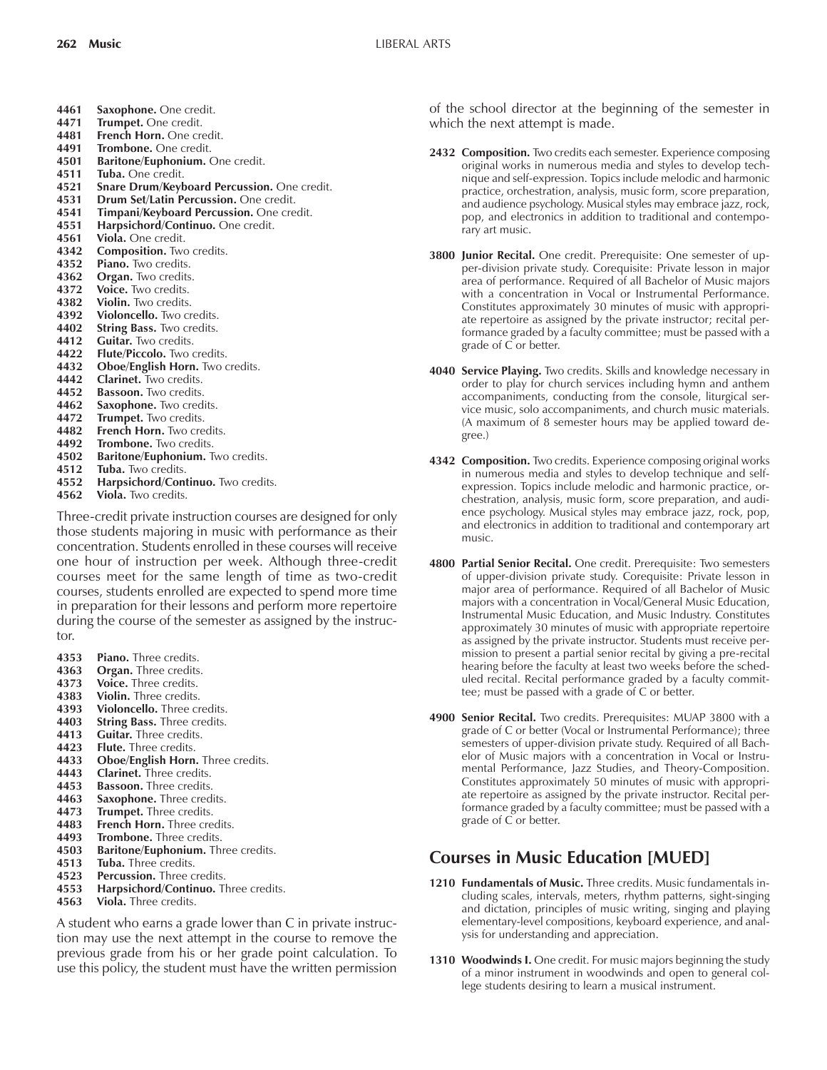4461 **Saxophone.** One credit.
4471 **Trumpet.** One credit.
4481 **French Horn.** One credit.
4491 **Trombone.** One credit.
4501 **Baritone/Euphonium.** One credit.
4511 **Tuba.** One credit.
4521 **Snare Drum/Keyboard Percussion.** One credit.
4531 **Drum Set/Latin Percussion.** One credit.
4541 **Timpani/Keyboard Percussion.** One credit.
4551 **Harpsichord/Continuo.** One credit.
4561 **Viola.** One credit.
4342 **Composition.** Two credits.
4352 **Piano.** Two credits.
4362 **Organ.** Two credits.
4372 **Voice.** Two credits.
4382 **Violin.** Two credits.
4392 **Violoncello.** Two credits.
4402 **String Bass.** Two credits.
4412 **Guitar.** Two credits.
4422 **Flute/Piccolo.** Two credits.
4432 **Oboe/English Horn.** Two credits.
4442 **Clarinet.** Two credits.
4452 **Bassoon.** Two credits.
4462 **Saxophone.** Two credits.
4472 **Trumpet.** Two credits.
4482 **French Horn.** Two credits.
4492 **Trombone.** Two credits.
4502 **Baritone/Euphonium.** Two credits.
4512 **Tuba.** Two credits.
4552 **Harpsichord/Continuo.** Two credits.
4562 **Viola.** Two credits.

Three-credit private instruction courses are designed for only those students majoring in music with performance as their concentration. Students enrolled in these courses will receive one hour of instruction per week. Although three-credit courses meet for the same length of time as two-credit courses, students enrolled are expected to spend more time in preparation for their lessons and perform more repertoire during the course of the semester as assigned by the instructor.

4353 **Piano.** Three credits.
4363 **Organ.** Three credits.
4373 **Voice.** Three credits.
4383 **Violin.** Three credits.
4393 **Violoncello.** Three credits.
4403 **String Bass.** Three credits.
4413 **Guitar.** Three credits.
4423 **Flute.** Three credits.
4433 **Oboe/English Horn.** Three credits.
4443 **Clarinet.** Three credits.
4453 **Bassoon.** Three credits.
4463 **Saxophone.** Three credits.
4473 **Trumpet.** Three credits.
4483 **French Horn.** Three credits.
4493 **Trombone.** Three credits.
4503 **Baritone/Euphonium.** Three credits.
4513 **Tuba.** Three credits.
4523 **Percussion.** Three credits.
4553 **Harpsichord/Continuo.** Three credits.
4563 **Viola.** Three credits.

A student who earns a grade lower than C in private instruction may use the next attempt in the course to remove the previous grade from his or her grade point calculation. To use this policy, the student must have the written permission of the school director at the beginning of the semester in which the next attempt is made.

**2432 Composition.** Two credits each semester. Experience composing original works in numerous media and styles to develop technique and self-expression. Topics include melodic and harmonic practice, orchestration, analysis, music form, score preparation, and audience psychology. Musical styles may embrace jazz, rock, pop, and electronics in addition to traditional and contemporary art music.

**3800 Junior Recital.** One credit. Prerequisite: One semester of upper-division private study. Corequisite: Private lesson in major area of performance. Required of all Bachelor of Music majors with a concentration in Vocal or Instrumental Performance. Constitutes approximately 30 minutes of music with appropriate repertoire as assigned by the private instructor; recital performance graded by a faculty committee; must be passed with a grade of C or better.

**4040 Service Playing.** Two credits. Skills and knowledge necessary in order to play for church services including hymn and anthem accompaniments, conducting from the console, liturgical service music, solo accompaniments, and church music materials. (A maximum of 8 semester hours may be applied toward degree.)

**4342 Composition.** Two credits. Experience composing original works in numerous media and styles to develop technique and self-expression. Topics include melodic and harmonic practice, orchestration, analysis, music form, score preparation, and audience psychology. Musical styles may embrace jazz, rock, pop, and electronics in addition to traditional and contemporary art music.

**4800 Partial Senior Recital.** One credit. Prerequisite: Two semesters of upper-division private study. Corequisite: Private lesson in major area of performance. Required of all Bachelor of Music majors with a concentration in Vocal/General Music Education, Instrumental Music Education, and Music Industry. Constitutes approximately 30 minutes of music with appropriate repertoire as assigned by the private instructor. Students must receive permission to present a partial senior recital by giving a pre-recital hearing before the faculty at least two weeks before the scheduled recital. Recital performance graded by a faculty committee; must be passed with a grade of C or better.

**4900 Senior Recital.** Two credits. Prerequisites: MUAP 3800 with a grade of C or better (Vocal or Instrumental Performance); three semesters of upper-division private study. Required of all Bachelor of Music majors with a concentration in Vocal or Instrumental Performance, Jazz Studies, and Theory-Composition. Constitutes approximately 50 minutes of music with appropriate repertoire as assigned by the private instructor. Recital performance graded by a faculty committee; must be passed with a grade of C or better.

## Courses in Music Education [MUED]

**1210 Fundamentals of Music.** Three credits. Music fundamentals including scales, intervals, meters, rhythm patterns, sight-singing and dictation, principles of music writing, singing and playing elementary-level compositions, keyboard experience, and analysis for understanding and appreciation.

**1310 Woodwinds I.** One credit. For music majors beginning the study of a minor instrument in woodwinds and open to general college students desiring to learn a musical instrument.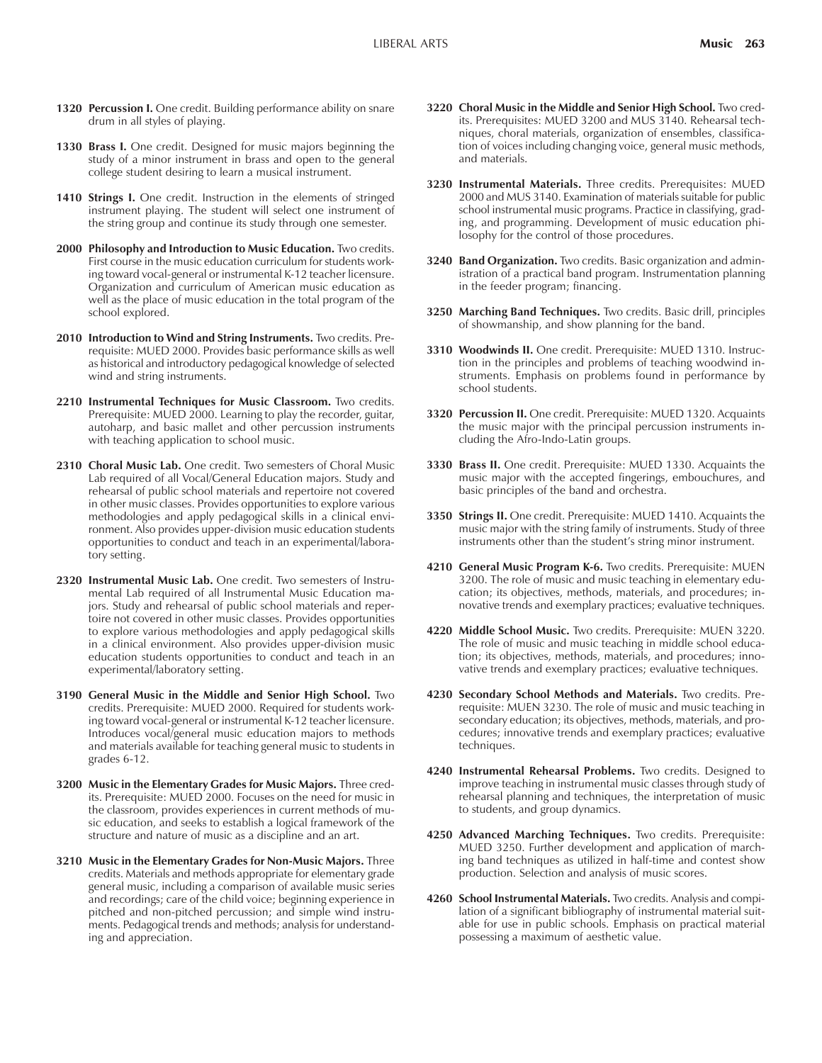**1320 Percussion I.** One credit. Building performance ability on snare drum in all styles of playing.

**1330 Brass I.** One credit. Designed for music majors beginning the study of a minor instrument in brass and open to the general college student desiring to learn a musical instrument.

**1410 Strings I.** One credit. Instruction in the elements of stringed instrument playing. The student will select one instrument of the string group and continue its study through one semester.

**2000 Philosophy and Introduction to Music Education.** Two credits. First course in the music education curriculum for students working toward vocal-general or instrumental K-12 teacher licensure. Organization and curriculum of American music education as well as the place of music education in the total program of the school explored.

**2010 Introduction to Wind and String Instruments.** Two credits. Prerequisite: MUED 2000. Provides basic performance skills as well as historical and introductory pedagogical knowledge of selected wind and string instruments.

**2210 Instrumental Techniques for Music Classroom.** Two credits. Prerequisite: MUED 2000. Learning to play the recorder, guitar, autoharp, and basic mallet and other percussion instruments with teaching application to school music.

**2310 Choral Music Lab.** One credit. Two semesters of Choral Music Lab required of all Vocal/General Education majors. Study and rehearsal of public school materials and repertoire not covered in other music classes. Provides opportunities to explore various methodologies and apply pedagogical skills in a clinical environment. Also provides upper-division music education students opportunities to conduct and teach in an experimental/laboratory setting.

**2320 Instrumental Music Lab.** One credit. Two semesters of Instrumental Lab required of all Instrumental Music Education majors. Study and rehearsal of public school materials and repertoire not covered in other music classes. Provides opportunities to explore various methodologies and apply pedagogical skills in a clinical environment. Also provides upper-division music education students opportunities to conduct and teach in an experimental/laboratory setting.

**3190 General Music in the Middle and Senior High School.** Two credits. Prerequisite: MUED 2000. Required for students working toward vocal-general or instrumental K-12 teacher licensure. Introduces vocal/general music education majors to methods and materials available for teaching general music to students in grades 6-12.

**3200 Music in the Elementary Grades for Music Majors.** Three credits. Prerequisite: MUED 2000. Focuses on the need for music in the classroom, provides experiences in current methods of music education, and seeks to establish a logical framework of the structure and nature of music as a discipline and an art.

**3210 Music in the Elementary Grades for Non-Music Majors.** Three credits. Materials and methods appropriate for elementary grade general music, including a comparison of available music series and recordings; care of the child voice; beginning experience in pitched and non-pitched percussion; and simple wind instruments. Pedagogical trends and methods; analysis for understanding and appreciation.

**3220 Choral Music in the Middle and Senior High School.** Two credits. Prerequisites: MUED 3200 and MUS 3140. Rehearsal techniques, choral materials, organization of ensembles, classification of voices including changing voice, general music methods, and materials.

**3230 Instrumental Materials.** Three credits. Prerequisites: MUED 2000 and MUS 3140. Examination of materials suitable for public school instrumental music programs. Practice in classifying, grading, and programming. Development of music education philosophy for the control of those procedures.

**3240 Band Organization.** Two credits. Basic organization and administration of a practical band program. Instrumentation planning in the feeder program; financing.

**3250 Marching Band Techniques.** Two credits. Basic drill, principles of showmanship, and show planning for the band.

**3310 Woodwinds II.** One credit. Prerequisite: MUED 1310. Instruction in the principles and problems of teaching woodwind instruments. Emphasis on problems found in performance by school students.

**3320 Percussion II.** One credit. Prerequisite: MUED 1320. Acquaints the music major with the principal percussion instruments including the Afro-Indo-Latin groups.

**3330 Brass II.** One credit. Prerequisite: MUED 1330. Acquaints the music major with the accepted fingerings, embouchures, and basic principles of the band and orchestra.

**3350 Strings II.** One credit. Prerequisite: MUED 1410. Acquaints the music major with the string family of instruments. Study of three instruments other than the student's string minor instrument.

**4210 General Music Program K-6.** Two credits. Prerequisite: MUEN 3200. The role of music and music teaching in elementary education; its objectives, methods, materials, and procedures; innovative trends and exemplary practices; evaluative techniques.

**4220 Middle School Music.** Two credits. Prerequisite: MUEN 3220. The role of music and music teaching in middle school education; its objectives, methods, materials, and procedures; innovative trends and exemplary practices; evaluative techniques.

**4230 Secondary School Methods and Materials.** Two credits. Prerequisite: MUEN 3230. The role of music and music teaching in secondary education; its objectives, methods, materials, and procedures; innovative trends and exemplary practices; evaluative techniques.

**4240 Instrumental Rehearsal Problems.** Two credits. Designed to improve teaching in instrumental music classes through study of rehearsal planning and techniques, the interpretation of music to students, and group dynamics.

**4250 Advanced Marching Techniques.** Two credits. Prerequisite: MUED 3250. Further development and application of marching band techniques as utilized in half-time and contest show production. Selection and analysis of music scores.

**4260 School Instrumental Materials.** Two credits. Analysis and compilation of a significant bibliography of instrumental material suitable for use in public schools. Emphasis on practical material possessing a maximum of aesthetic value.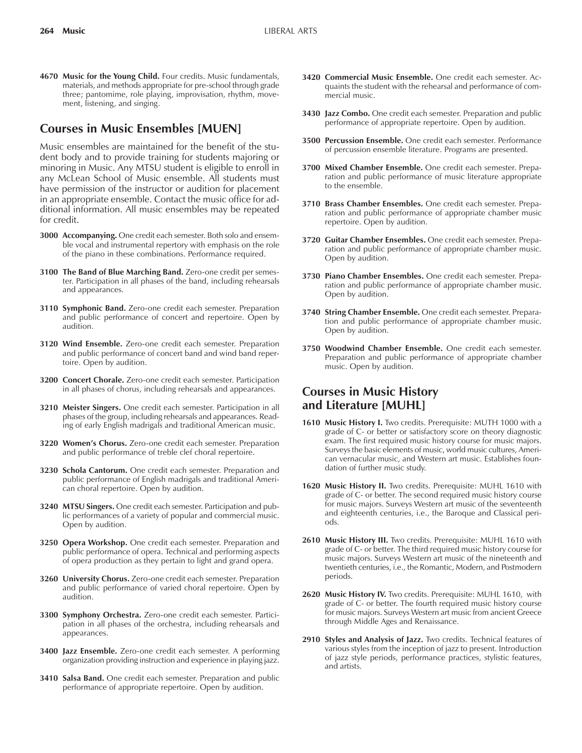**4670 Music for the Young Child.** Four credits. Music fundamentals, materials, and methods appropriate for pre-school through grade three; pantomime, role playing, improvisation, rhythm, movement, listening, and singing.

## Courses in Music Ensembles [MUEN]

Music ensembles are maintained for the benefit of the student body and to provide training for students majoring or minoring in Music. Any MTSU student is eligible to enroll in any McLean School of Music ensemble. All students must have permission of the instructor or audition for placement in an appropriate ensemble. Contact the music office for additional information. All music ensembles may be repeated for credit.

**3000 Accompanying.** One credit each semester. Both solo and ensemble vocal and instrumental repertory with emphasis on the role of the piano in these combinations. Performance required.

**3100 The Band of Blue Marching Band.** Zero-one credit per semester. Participation in all phases of the band, including rehearsals and appearances.

**3110 Symphonic Band.** Zero-one credit each semester. Preparation and public performance of concert and repertoire. Open by audition.

**3120 Wind Ensemble.** Zero-one credit each semester. Preparation and public performance of concert band and wind band repertoire. Open by audition.

**3200 Concert Chorale.** Zero-one credit each semester. Participation in all phases of chorus, including rehearsals and appearances.

**3210 Meister Singers.** One credit each semester. Participation in all phases of the group, including rehearsals and appearances. Reading of early English madrigals and traditional American music.

**3220 Women's Chorus.** Zero-one credit each semester. Preparation and public performance of treble clef choral repertoire.

**3230 Schola Cantorum.** One credit each semester. Preparation and public performance of English madrigals and traditional American choral repertoire. Open by audition.

**3240 MTSU Singers.** One credit each semester. Participation and public performances of a variety of popular and commercial music. Open by audition.

**3250 Opera Workshop.** One credit each semester. Preparation and public performance of opera. Technical and performing aspects of opera production as they pertain to light and grand opera.

**3260 University Chorus.** Zero-one credit each semester. Preparation and public performance of varied choral repertoire. Open by audition.

**3300 Symphony Orchestra.** Zero-one credit each semester. Participation in all phases of the orchestra, including rehearsals and appearances.

**3400 Jazz Ensemble.** Zero-one credit each semester. A performing organization providing instruction and experience in playing jazz.

**3410 Salsa Band.** One credit each semester. Preparation and public performance of appropriate repertoire. Open by audition.

**3420 Commercial Music Ensemble.** One credit each semester. Acquaints the student with the rehearsal and performance of commercial music.

**3430 Jazz Combo.** One credit each semester. Preparation and public performance of appropriate repertoire. Open by audition.

**3500 Percussion Ensemble.** One credit each semester. Performance of percussion ensemble literature. Programs are presented.

**3700 Mixed Chamber Ensemble.** One credit each semester. Preparation and public performance of music literature appropriate to the ensemble.

**3710 Brass Chamber Ensembles.** One credit each semester. Preparation and public performance of appropriate chamber music repertoire. Open by audition.

**3720 Guitar Chamber Ensembles.** One credit each semester. Preparation and public performance of appropriate chamber music. Open by audition.

**3730 Piano Chamber Ensembles.** One credit each semester. Preparation and public performance of appropriate chamber music. Open by audition.

**3740 String Chamber Ensemble.** One credit each semester. Preparation and public performance of appropriate chamber music. Open by audition.

**3750 Woodwind Chamber Ensemble.** One credit each semester. Preparation and public performance of appropriate chamber music. Open by audition.

## Courses in Music History and Literature [MUHL]

**1610 Music History I.** Two credits. Prerequisite: MUTH 1000 with a grade of C- or better or satisfactory score on theory diagnostic exam. The first required music history course for music majors. Surveys the basic elements of music, world music cultures, American vernacular music, and Western art music. Establishes foundation of further music study.

**1620 Music History II.** Two credits. Prerequisite: MUHL 1610 with grade of C- or better. The second required music history course for music majors. Surveys Western art music of the seventeenth and eighteenth centuries, i.e., the Baroque and Classical periods.

**2610 Music History III.** Two credits. Prerequisite: MUHL 1610 with grade of C- or better. The third required music history course for music majors. Surveys Western art music of the nineteenth and twentieth centuries, i.e., the Romantic, Modern, and Postmodern periods.

**2620 Music History IV.** Two credits. Prerequisite: MUHL 1610, with grade of C- or better. The fourth required music history course for music majors. Surveys Western art music from ancient Greece through Middle Ages and Renaissance.

**2910 Styles and Analysis of Jazz.** Two credits. Technical features of various styles from the inception of jazz to present. Introduction of jazz style periods, performance practices, stylistic features, and artists.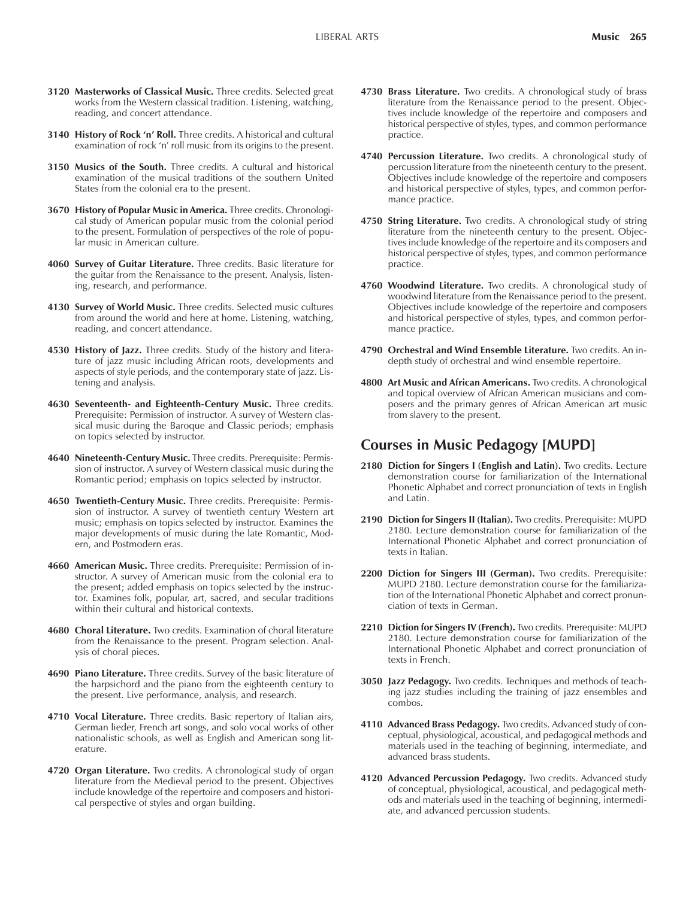**3120 Masterworks of Classical Music.** Three credits. Selected great works from the Western classical tradition. Listening, watching, reading, and concert attendance.

**3140 History of Rock 'n' Roll.** Three credits. A historical and cultural examination of rock 'n' roll music from its origins to the present.

**3150 Musics of the South.** Three credits. A cultural and historical examination of the musical traditions of the southern United States from the colonial era to the present.

**3670 History of Popular Music in America.** Three credits. Chronological study of American popular music from the colonial period to the present. Formulation of perspectives of the role of popular music in American culture.

**4060 Survey of Guitar Literature.** Three credits. Basic literature for the guitar from the Renaissance to the present. Analysis, listening, research, and performance.

**4130 Survey of World Music.** Three credits. Selected music cultures from around the world and here at home. Listening, watching, reading, and concert attendance.

**4530 History of Jazz.** Three credits. Study of the history and literature of jazz music including African roots, developments and aspects of style periods, and the contemporary state of jazz. Listening and analysis.

**4630 Seventeenth- and Eighteenth-Century Music.** Three credits. Prerequisite: Permission of instructor. A survey of Western classical music during the Baroque and Classic periods; emphasis on topics selected by instructor.

**4640 Nineteenth-Century Music.** Three credits. Prerequisite: Permission of instructor. A survey of Western classical music during the Romantic period; emphasis on topics selected by instructor.

**4650 Twentieth-Century Music.** Three credits. Prerequisite: Permission of instructor. A survey of twentieth century Western art music; emphasis on topics selected by instructor. Examines the major developments of music during the late Romantic, Modern, and Postmodern eras.

**4660 American Music.** Three credits. Prerequisite: Permission of instructor. A survey of American music from the colonial era to the present; added emphasis on topics selected by the instructor. Examines folk, popular, art, sacred, and secular traditions within their cultural and historical contexts.

**4680 Choral Literature.** Two credits. Examination of choral literature from the Renaissance to the present. Program selection. Analysis of choral pieces.

**4690 Piano Literature.** Three credits. Survey of the basic literature of the harpsichord and the piano from the eighteenth century to the present. Live performance, analysis, and research.

**4710 Vocal Literature.** Three credits. Basic repertory of Italian airs, German lieder, French art songs, and solo vocal works of other nationalistic schools, as well as English and American song literature.

**4720 Organ Literature.** Two credits. A chronological study of organ literature from the Medieval period to the present. Objectives include knowledge of the repertoire and composers and historical perspective of styles and organ building.

**4730 Brass Literature.** Two credits. A chronological study of brass literature from the Renaissance period to the present. Objectives include knowledge of the repertoire and composers and historical perspective of styles, types, and common performance practice.

**4740 Percussion Literature.** Two credits. A chronological study of percussion literature from the nineteenth century to the present. Objectives include knowledge of the repertoire and composers and historical perspective of styles, types, and common performance practice.

**4750 String Literature.** Two credits. A chronological study of string literature from the nineteenth century to the present. Objectives include knowledge of the repertoire and its composers and historical perspective of styles, types, and common performance practice.

**4760 Woodwind Literature.** Two credits. A chronological study of woodwind literature from the Renaissance period to the present. Objectives include knowledge of the repertoire and composers and historical perspective of styles, types, and common performance practice.

**4790 Orchestral and Wind Ensemble Literature.** Two credits. An in-depth study of orchestral and wind ensemble repertoire.

**4800 Art Music and African Americans.** Two credits. A chronological and topical overview of African American musicians and composers and the primary genres of African American art music from slavery to the present.

## Courses in Music Pedagogy [MUPD]

**2180 Diction for Singers I (English and Latin).** Two credits. Lecture demonstration course for familiarization of the International Phonetic Alphabet and correct pronunciation of texts in English and Latin.

**2190 Diction for Singers II (Italian).** Two credits. Prerequisite: MUPD 2180. Lecture demonstration course for familiarization of the International Phonetic Alphabet and correct pronunciation of texts in Italian.

**2200 Diction for Singers III (German).** Two credits. Prerequisite: MUPD 2180. Lecture demonstration course for the familiarization of the International Phonetic Alphabet and correct pronunciation of texts in German.

**2210 Diction for Singers IV (French).** Two credits. Prerequisite: MUPD 2180. Lecture demonstration course for familiarization of the International Phonetic Alphabet and correct pronunciation of texts in French.

**3050 Jazz Pedagogy.** Two credits. Techniques and methods of teaching jazz studies including the training of jazz ensembles and combos.

**4110 Advanced Brass Pedagogy.** Two credits. Advanced study of conceptual, physiological, acoustical, and pedagogical methods and materials used in the teaching of beginning, intermediate, and advanced brass students.

**4120 Advanced Percussion Pedagogy.** Two credits. Advanced study of conceptual, physiological, acoustical, and pedagogical methods and materials used in the teaching of beginning, intermediate, and advanced percussion students.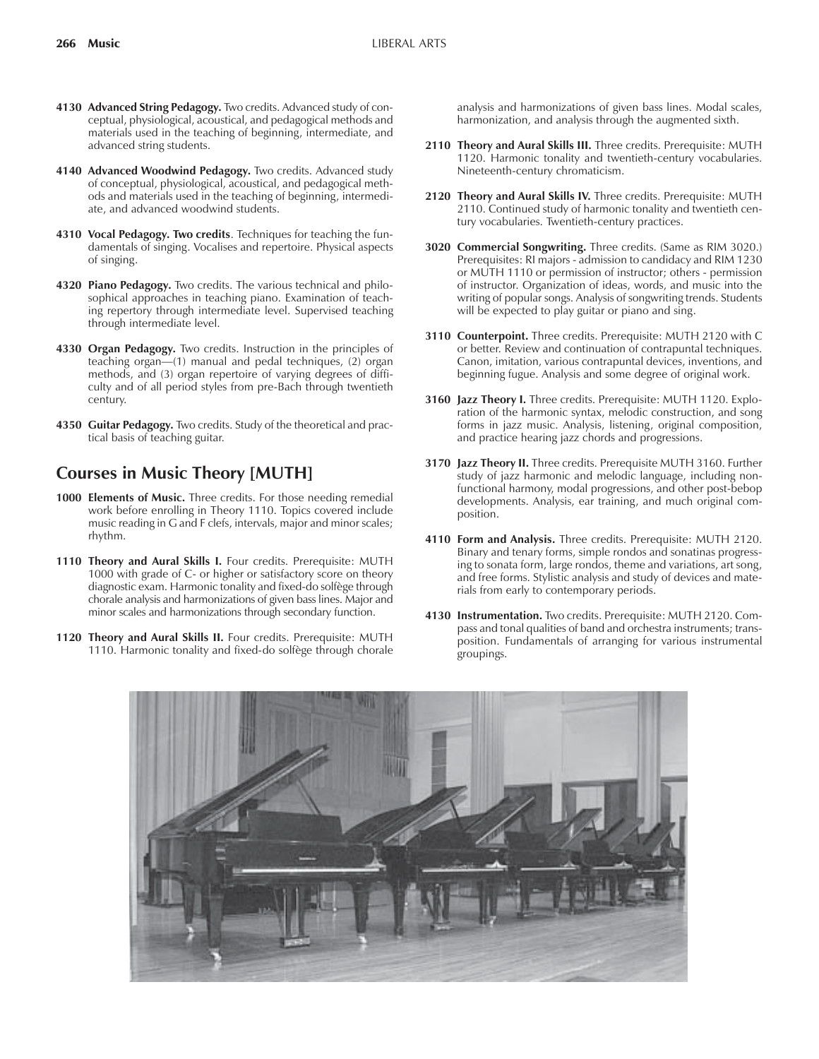**4130 Advanced String Pedagogy.** Two credits. Advanced study of conceptual, physiological, acoustical, and pedagogical methods and materials used in the teaching of beginning, intermediate, and advanced string students.

**4140 Advanced Woodwind Pedagogy.** Two credits. Advanced study of conceptual, physiological, acoustical, and pedagogical methods and materials used in the teaching of beginning, intermediate, and advanced woodwind students.

**4310 Vocal Pedagogy. Two credits**. Techniques for teaching the fundamentals of singing. Vocalises and repertoire. Physical aspects of singing.

**4320 Piano Pedagogy.** Two credits. The various technical and philosophical approaches in teaching piano. Examination of teaching repertory through intermediate level. Supervised teaching through intermediate level.

**4330 Organ Pedagogy.** Two credits. Instruction in the principles of teaching organ—(1) manual and pedal techniques, (2) organ methods, and (3) organ repertoire of varying degrees of difficulty and of all period styles from pre-Bach through twentieth century.

**4350 Guitar Pedagogy.** Two credits. Study of the theoretical and practical basis of teaching guitar.

## Courses in Music Theory [MUTH]

**1000 Elements of Music.** Three credits. For those needing remedial work before enrolling in Theory 1110. Topics covered include music reading in G and F clefs, intervals, major and minor scales; rhythm.

**1110 Theory and Aural Skills I.** Four credits. Prerequisite: MUTH 1000 with grade of C- or higher or satisfactory score on theory diagnostic exam. Harmonic tonality and fixed-do solfège through chorale analysis and harmonizations of given bass lines. Major and minor scales and harmonizations through secondary function.

**1120 Theory and Aural Skills II.** Four credits. Prerequisite: MUTH 1110. Harmonic tonality and fixed-do solfège through chorale analysis and harmonizations of given bass lines. Modal scales, harmonization, and analysis through the augmented sixth.

**2110 Theory and Aural Skills III.** Three credits. Prerequisite: MUTH 1120. Harmonic tonality and twentieth-century vocabularies. Nineteenth-century chromaticism.

**2120 Theory and Aural Skills IV.** Three credits. Prerequisite: MUTH 2110. Continued study of harmonic tonality and twentieth century vocabularies. Twentieth-century practices.

**3020 Commercial Songwriting.** Three credits. (Same as RIM 3020.) Prerequisites: RI majors - admission to candidacy and RIM 1230 or MUTH 1110 or permission of instructor; others - permission of instructor. Organization of ideas, words, and music into the writing of popular songs. Analysis of songwriting trends. Students will be expected to play guitar or piano and sing.

**3110 Counterpoint.** Three credits. Prerequisite: MUTH 2120 with C or better. Review and continuation of contrapuntal techniques. Canon, imitation, various contrapuntal devices, inventions, and beginning fugue. Analysis and some degree of original work.

**3160 Jazz Theory I.** Three credits. Prerequisite: MUTH 1120. Exploration of the harmonic syntax, melodic construction, and song forms in jazz music. Analysis, listening, original composition, and practice hearing jazz chords and progressions.

**3170 Jazz Theory II.** Three credits. Prerequisite MUTH 3160. Further study of jazz harmonic and melodic language, including nonfunctional harmony, modal progressions, and other post-bebop developments. Analysis, ear training, and much original composition.

**4110 Form and Analysis.** Three credits. Prerequisite: MUTH 2120. Binary and tenary forms, simple rondos and sonatinas progressing to sonata form, large rondos, theme and variations, art song, and free forms. Stylistic analysis and study of devices and materials from early to contemporary periods.

**4130 Instrumentation.** Two credits. Prerequisite: MUTH 2120. Compass and tonal qualities of band and orchestra instruments; transposition. Fundamentals of arranging for various instrumental groupings.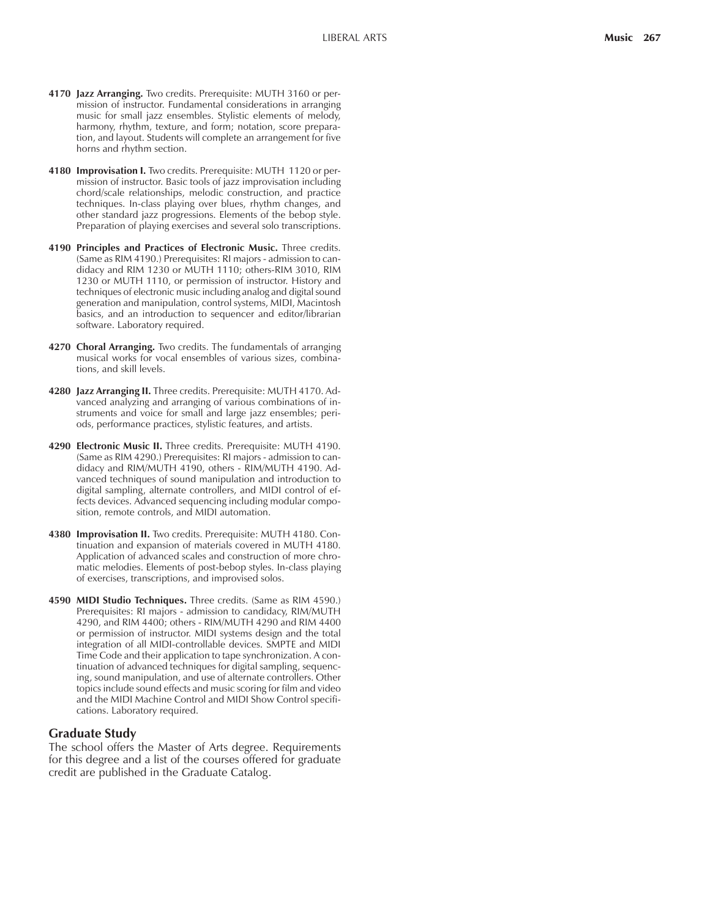**4170 Jazz Arranging.** Two credits. Prerequisite: MUTH 3160 or permission of instructor. Fundamental considerations in arranging music for small jazz ensembles. Stylistic elements of melody, harmony, rhythm, texture, and form; notation, score preparation, and layout. Students will complete an arrangement for five horns and rhythm section.

**4180 Improvisation I.** Two credits. Prerequisite: MUTH 1120 or permission of instructor. Basic tools of jazz improvisation including chord/scale relationships, melodic construction, and practice techniques. In-class playing over blues, rhythm changes, and other standard jazz progressions. Elements of the bebop style. Preparation of playing exercises and several solo transcriptions.

**4190 Principles and Practices of Electronic Music.** Three credits. (Same as RIM 4190.) Prerequisites: RI majors - admission to candidacy and RIM 1230 or MUTH 1110; others-RIM 3010, RIM 1230 or MUTH 1110, or permission of instructor. History and techniques of electronic music including analog and digital sound generation and manipulation, control systems, MIDI, Macintosh basics, and an introduction to sequencer and editor/librarian software. Laboratory required.

**4270 Choral Arranging.** Two credits. The fundamentals of arranging musical works for vocal ensembles of various sizes, combinations, and skill levels.

**4280 Jazz Arranging II.** Three credits. Prerequisite: MUTH 4170. Advanced analyzing and arranging of various combinations of instruments and voice for small and large jazz ensembles; periods, performance practices, stylistic features, and artists.

**4290 Electronic Music II.** Three credits. Prerequisite: MUTH 4190. (Same as RIM 4290.) Prerequisites: RI majors - admission to candidacy and RIM/MUTH 4190, others - RIM/MUTH 4190. Advanced techniques of sound manipulation and introduction to digital sampling, alternate controllers, and MIDI control of effects devices. Advanced sequencing including modular composition, remote controls, and MIDI automation.

**4380 Improvisation II.** Two credits. Prerequisite: MUTH 4180. Continuation and expansion of materials covered in MUTH 4180. Application of advanced scales and construction of more chromatic melodies. Elements of post-bebop styles. In-class playing of exercises, transcriptions, and improvised solos.

**4590 MIDI Studio Techniques.** Three credits. (Same as RIM 4590.) Prerequisites: RI majors - admission to candidacy, RIM/MUTH 4290, and RIM 4400; others - RIM/MUTH 4290 and RIM 4400 or permission of instructor. MIDI systems design and the total integration of all MIDI-controllable devices. SMPTE and MIDI Time Code and their application to tape synchronization. A continuation of advanced techniques for digital sampling, sequencing, sound manipulation, and use of alternate controllers. Other topics include sound effects and music scoring for film and video and the MIDI Machine Control and MIDI Show Control specifications. Laboratory required.

## Graduate Study

The school offers the Master of Arts degree. Requirements for this degree and a list of the courses offered for graduate credit are published in the Graduate Catalog.